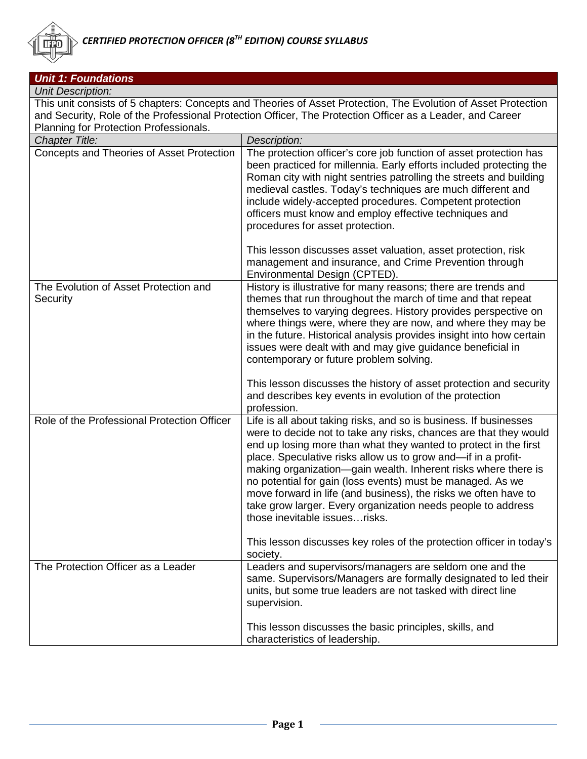# CERTIFIED PROTECTION OFFICER (8TH EDITION) COURSE SYLLABUS

| ***Unit 1: Foundations*** | |
|---|---|
| *Unit Description:* | |
| This unit consists of 5 chapters: Concepts and Theories of Asset Protection, The Evolution of Asset Protection and Security, Role of the Professional Protection Officer, The Protection Officer as a Leader, and Career Planning for Protection Professionals. | |
| *Chapter Title:* | *Description:* |
| Concepts and Theories of Asset Protection | The protection officer's core job function of asset protection has been practiced for millennia. Early efforts included protecting the Roman city with night sentries patrolling the streets and building medieval castles. Today's techniques are much different and include widely-accepted procedures. Competent protection officers must know and employ effective techniques and procedures for asset protection.<br><br>This lesson discusses asset valuation, asset protection, risk management and insurance, and Crime Prevention through Environmental Design (CPTED). |
| The Evolution of Asset Protection and Security | History is illustrative for many reasons; there are trends and themes that run throughout the march of time and that repeat themselves to varying degrees. History provides perspective on where things were, where they are now, and where they may be in the future. Historical analysis provides insight into how certain issues were dealt with and may give guidance beneficial in contemporary or future problem solving.<br><br>This lesson discusses the history of asset protection and security and describes key events in evolution of the protection profession. |
| Role of the Professional Protection Officer | Life is all about taking risks, and so is business. If businesses were to decide not to take any risks, chances are that they would end up losing more than what they wanted to protect in the first place. Speculative risks allow us to grow and—if in a profit-making organization—gain wealth. Inherent risks where there is no potential for gain (loss events) must be managed. As we move forward in life (and business), the risks we often have to take grow larger. Every organization needs people to address those inevitable issues…risks.<br><br>This lesson discusses key roles of the protection officer in today's society. |
| The Protection Officer as a Leader | Leaders and supervisors/managers are seldom one and the same. Supervisors/Managers are formally designated to led their units, but some true leaders are not tasked with direct line supervision.<br><br>This lesson discusses the basic principles, skills, and characteristics of leadership. |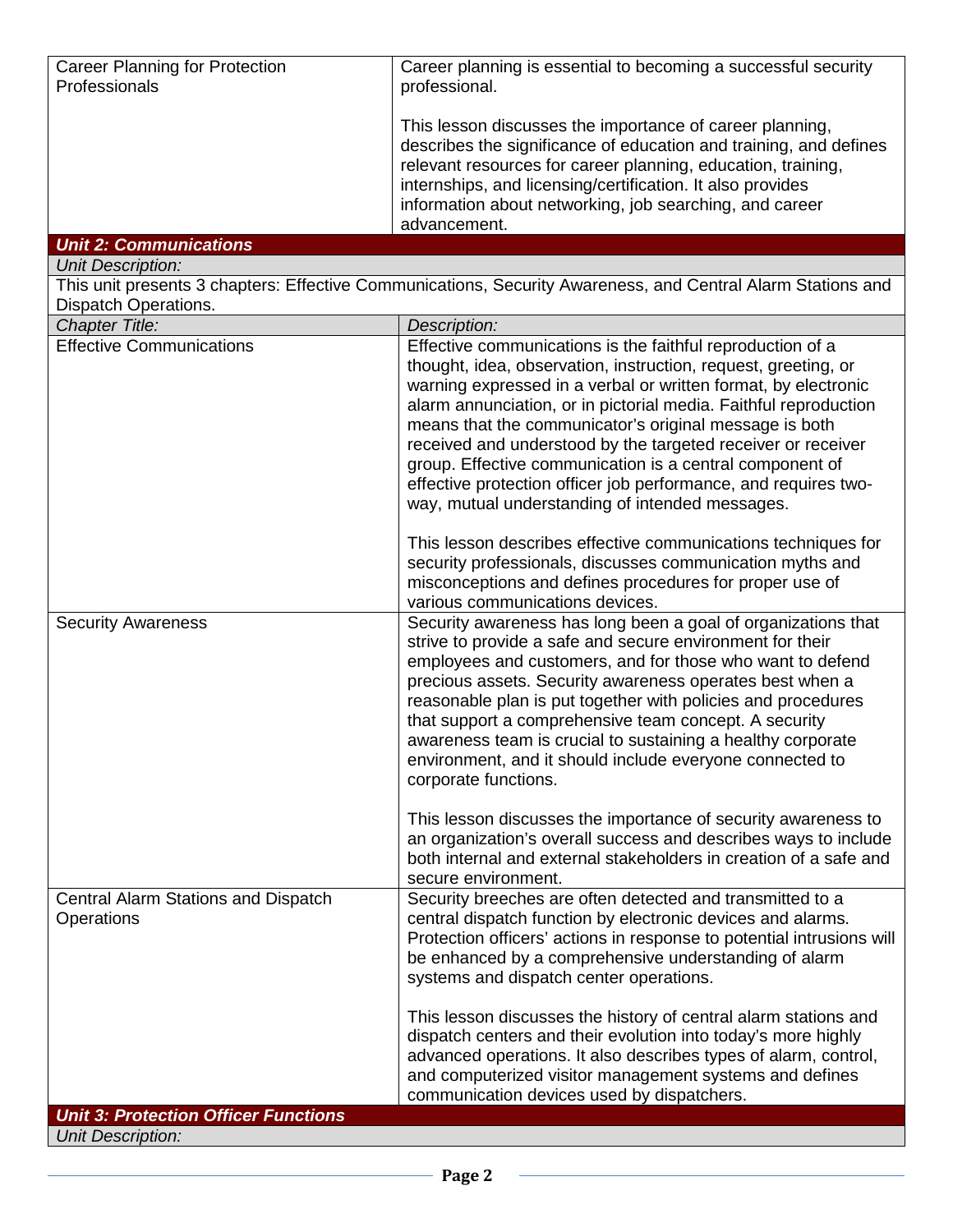| Career Planning for Protection Professionals | Career planning is essential to becoming a successful security professional.<br><br>This lesson discusses the importance of career planning, describes the significance of education and training, and defines relevant resources for career planning, education, training, internships, and licensing/certification. It also provides information about networking, job searching, and career advancement. |
|---|---|

**_Unit 2: Communications_**

*Unit Description:*

This unit presents 3 chapters: Effective Communications, Security Awareness, and Central Alarm Stations and Dispatch Operations.

| *Chapter Title:* | *Description:* |
|---|---|
| Effective Communications | Effective communications is the faithful reproduction of a thought, idea, observation, instruction, request, greeting, or warning expressed in a verbal or written format, by electronic alarm annunciation, or in pictorial media. Faithful reproduction means that the communicator's original message is both received and understood by the targeted receiver or receiver group. Effective communication is a central component of effective protection officer job performance, and requires two-way, mutual understanding of intended messages.<br><br>This lesson describes effective communications techniques for security professionals, discusses communication myths and misconceptions and defines procedures for proper use of various communications devices. |
| Security Awareness | Security awareness has long been a goal of organizations that strive to provide a safe and secure environment for their employees and customers, and for those who want to defend precious assets. Security awareness operates best when a reasonable plan is put together with policies and procedures that support a comprehensive team concept. A security awareness team is crucial to sustaining a healthy corporate environment, and it should include everyone connected to corporate functions.<br><br>This lesson discusses the importance of security awareness to an organization's overall success and describes ways to include both internal and external stakeholders in creation of a safe and secure environment. |
| Central Alarm Stations and Dispatch Operations | Security breeches are often detected and transmitted to a central dispatch function by electronic devices and alarms. Protection officers' actions in response to potential intrusions will be enhanced by a comprehensive understanding of alarm systems and dispatch center operations.<br><br>This lesson discusses the history of central alarm stations and dispatch centers and their evolution into today's more highly advanced operations. It also describes types of alarm, control, and computerized visitor management systems and defines communication devices used by dispatchers. |

**_Unit 3: Protection Officer Functions_**

*Unit Description:*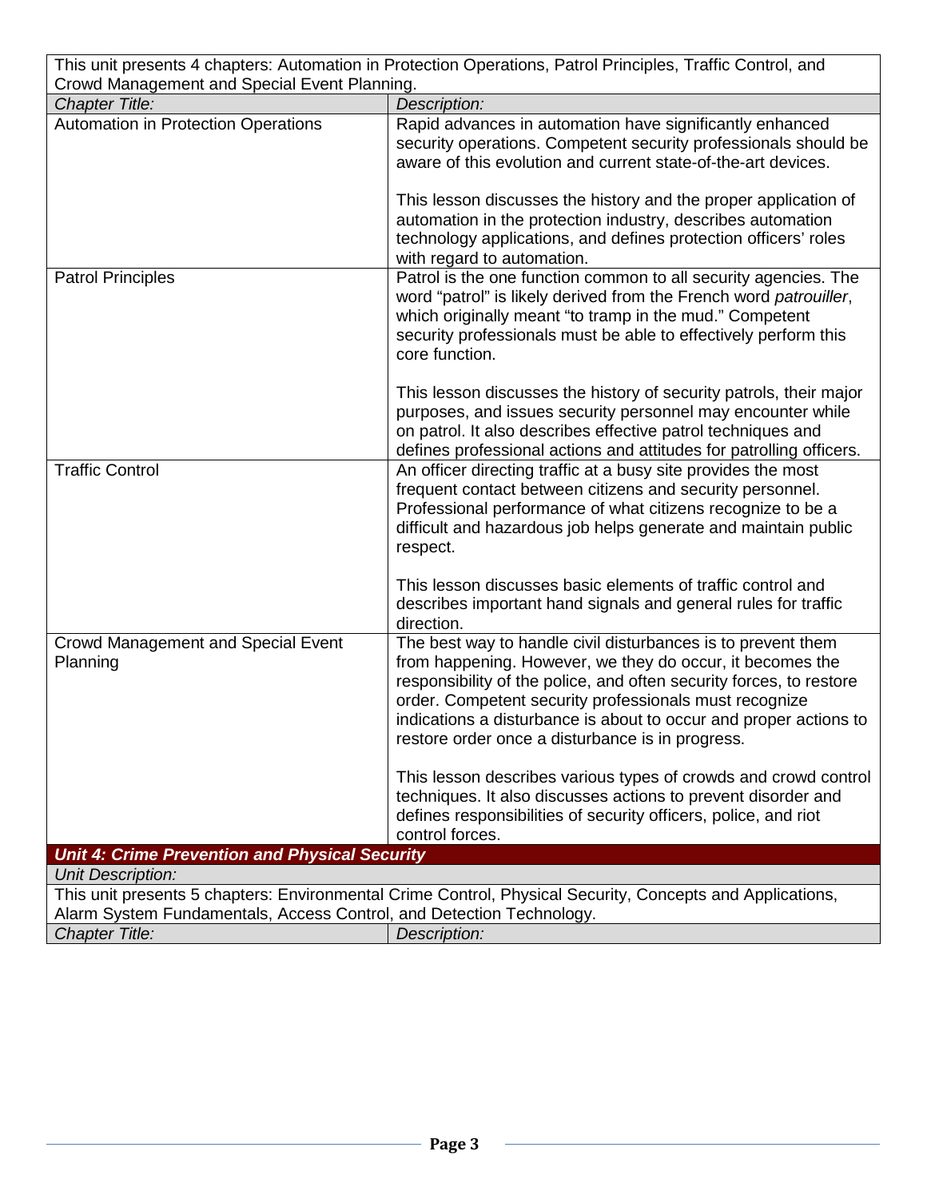This unit presents 4 chapters: Automation in Protection Operations, Patrol Principles, Traffic Control, and Crowd Management and Special Event Planning.

| *Chapter Title:* | *Description:* |
| --- | --- |
| Automation in Protection Operations | Rapid advances in automation have significantly enhanced security operations. Competent security professionals should be aware of this evolution and current state-of-the-art devices.<br><br>This lesson discusses the history and the proper application of automation in the protection industry, describes automation technology applications, and defines protection officers' roles with regard to automation. |
| Patrol Principles | Patrol is the one function common to all security agencies. The word "patrol" is likely derived from the French word *patrouiller*, which originally meant "to tramp in the mud." Competent security professionals must be able to effectively perform this core function.<br><br>This lesson discusses the history of security patrols, their major purposes, and issues security personnel may encounter while on patrol. It also describes effective patrol techniques and defines professional actions and attitudes for patrolling officers. |
| Traffic Control | An officer directing traffic at a busy site provides the most frequent contact between citizens and security personnel. Professional performance of what citizens recognize to be a difficult and hazardous job helps generate and maintain public respect.<br><br>This lesson discusses basic elements of traffic control and describes important hand signals and general rules for traffic direction. |
| Crowd Management and Special Event Planning | The best way to handle civil disturbances is to prevent them from happening. However, we they do occur, it becomes the responsibility of the police, and often security forces, to restore order. Competent security professionals must recognize indications a disturbance is about to occur and proper actions to restore order once a disturbance is in progress.<br><br>This lesson describes various types of crowds and crowd control techniques. It also discusses actions to prevent disorder and defines responsibilities of security officers, police, and riot control forces. |

***Unit 4: Crime Prevention and Physical Security***

*Unit Description:*

This unit presents 5 chapters: Environmental Crime Control, Physical Security, Concepts and Applications, Alarm System Fundamentals, Access Control, and Detection Technology.

| *Chapter Title:* | *Description:* |
| --- | --- |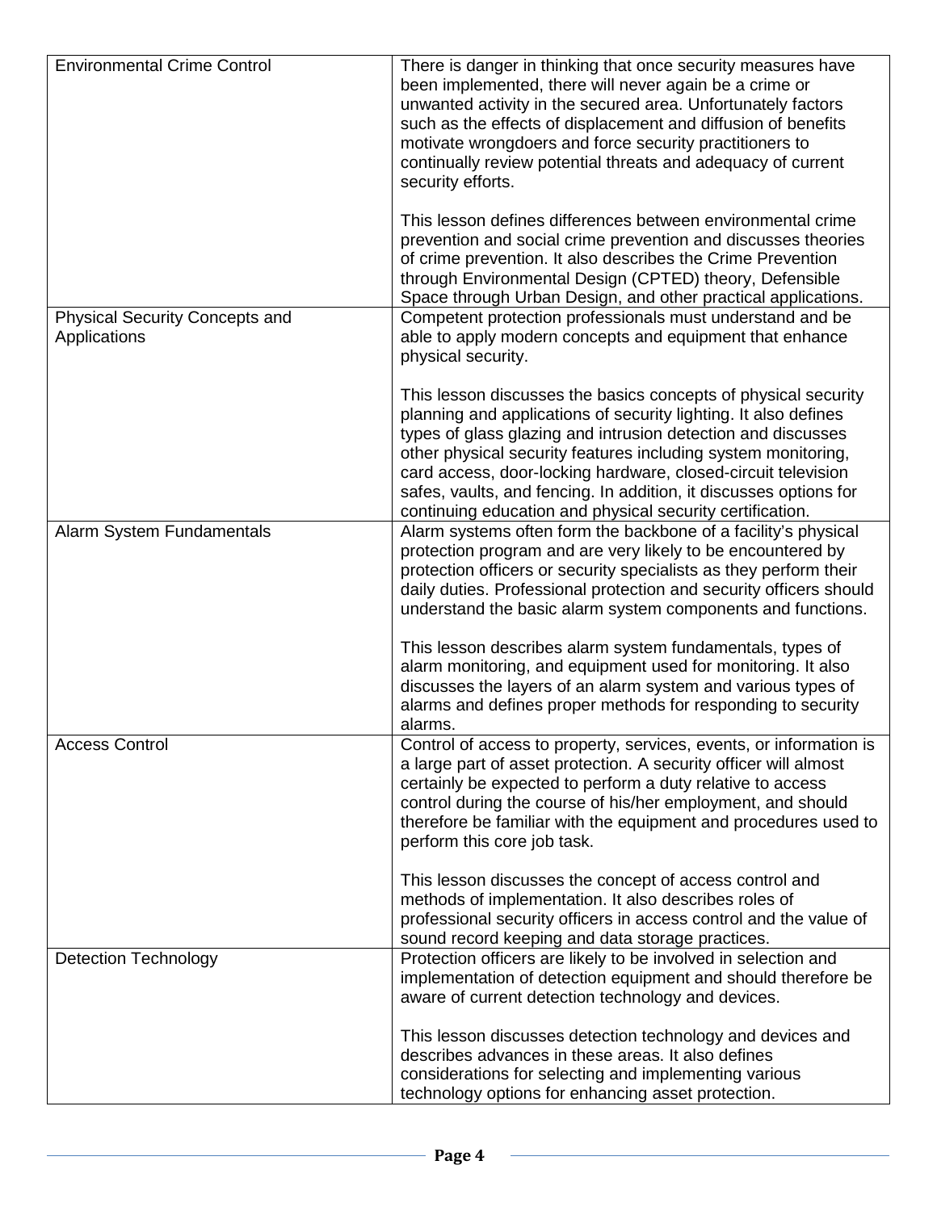| | |
|---|---|
| Environmental Crime Control | There is danger in thinking that once security measures have been implemented, there will never again be a crime or unwanted activity in the secured area. Unfortunately factors such as the effects of displacement and diffusion of benefits motivate wrongdoers and force security practitioners to continually review potential threats and adequacy of current security efforts.<br><br>This lesson defines differences between environmental crime prevention and social crime prevention and discusses theories of crime prevention. It also describes the Crime Prevention through Environmental Design (CPTED) theory, Defensible Space through Urban Design, and other practical applications. |
| Physical Security Concepts and Applications | Competent protection professionals must understand and be able to apply modern concepts and equipment that enhance physical security.<br><br>This lesson discusses the basics concepts of physical security planning and applications of security lighting. It also defines types of glass glazing and intrusion detection and discusses other physical security features including system monitoring, card access, door-locking hardware, closed-circuit television safes, vaults, and fencing. In addition, it discusses options for continuing education and physical security certification. |
| Alarm System Fundamentals | Alarm systems often form the backbone of a facility's physical protection program and are very likely to be encountered by protection officers or security specialists as they perform their daily duties. Professional protection and security officers should understand the basic alarm system components and functions.<br><br>This lesson describes alarm system fundamentals, types of alarm monitoring, and equipment used for monitoring. It also discusses the layers of an alarm system and various types of alarms and defines proper methods for responding to security alarms. |
| Access Control | Control of access to property, services, events, or information is a large part of asset protection. A security officer will almost certainly be expected to perform a duty relative to access control during the course of his/her employment, and should therefore be familiar with the equipment and procedures used to perform this core job task.<br><br>This lesson discusses the concept of access control and methods of implementation. It also describes roles of professional security officers in access control and the value of sound record keeping and data storage practices. |
| Detection Technology | Protection officers are likely to be involved in selection and implementation of detection equipment and should therefore be aware of current detection technology and devices.<br><br>This lesson discusses detection technology and devices and describes advances in these areas. It also defines considerations for selecting and implementing various technology options for enhancing asset protection. |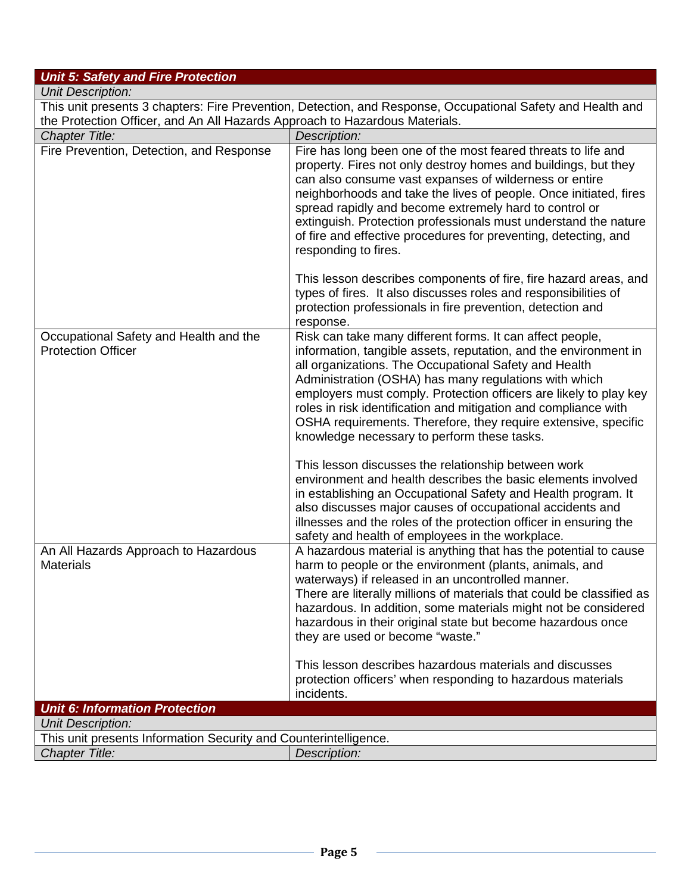| *Unit 5: Safety and Fire Protection* | |
|---|---|
| *Unit Description:* | |
| This unit presents 3 chapters: Fire Prevention, Detection, and Response, Occupational Safety and Health and the Protection Officer, and An All Hazards Approach to Hazardous Materials. | |
| *Chapter Title:* | *Description:* |
| Fire Prevention, Detection, and Response | Fire has long been one of the most feared threats to life and property. Fires not only destroy homes and buildings, but they can also consume vast expanses of wilderness or entire neighborhoods and take the lives of people. Once initiated, fires spread rapidly and become extremely hard to control or extinguish. Protection professionals must understand the nature of fire and effective procedures for preventing, detecting, and responding to fires.<br><br>This lesson describes components of fire, fire hazard areas, and types of fires. It also discusses roles and responsibilities of protection professionals in fire prevention, detection and response. |
| Occupational Safety and Health and the Protection Officer | Risk can take many different forms. It can affect people, information, tangible assets, reputation, and the environment in all organizations. The Occupational Safety and Health Administration (OSHA) has many regulations with which employers must comply. Protection officers are likely to play key roles in risk identification and mitigation and compliance with OSHA requirements. Therefore, they require extensive, specific knowledge necessary to perform these tasks.<br><br>This lesson discusses the relationship between work environment and health describes the basic elements involved in establishing an Occupational Safety and Health program. It also discusses major causes of occupational accidents and illnesses and the roles of the protection officer in ensuring the safety and health of employees in the workplace. |
| An All Hazards Approach to Hazardous Materials | A hazardous material is anything that has the potential to cause harm to people or the environment (plants, animals, and waterways) if released in an uncontrolled manner.<br>There are literally millions of materials that could be classified as hazardous. In addition, some materials might not be considered hazardous in their original state but become hazardous once they are used or become "waste."<br><br>This lesson describes hazardous materials and discusses protection officers' when responding to hazardous materials incidents. |

| *Unit 6: Information Protection* | |
|---|---|
| *Unit Description:* | |
| This unit presents Information Security and Counterintelligence. | |
| *Chapter Title:* | *Description:* |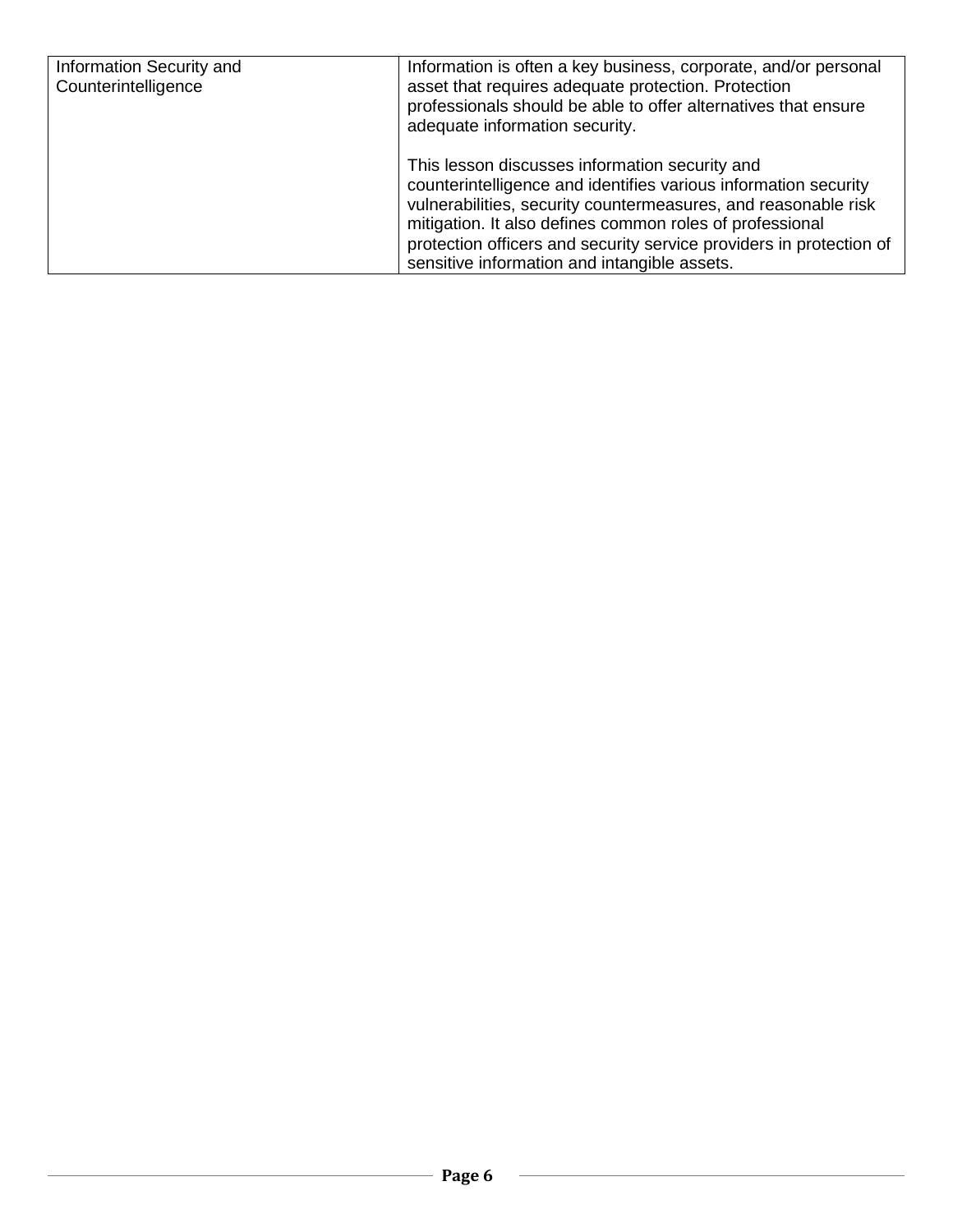| | |
|---|---|
| Information Security and Counterintelligence | Information is often a key business, corporate, and/or personal asset that requires adequate protection. Protection professionals should be able to offer alternatives that ensure adequate information security.<br><br>This lesson discusses information security and counterintelligence and identifies various information security vulnerabilities, security countermeasures, and reasonable risk mitigation. It also defines common roles of professional protection officers and security service providers in protection of sensitive information and intangible assets. |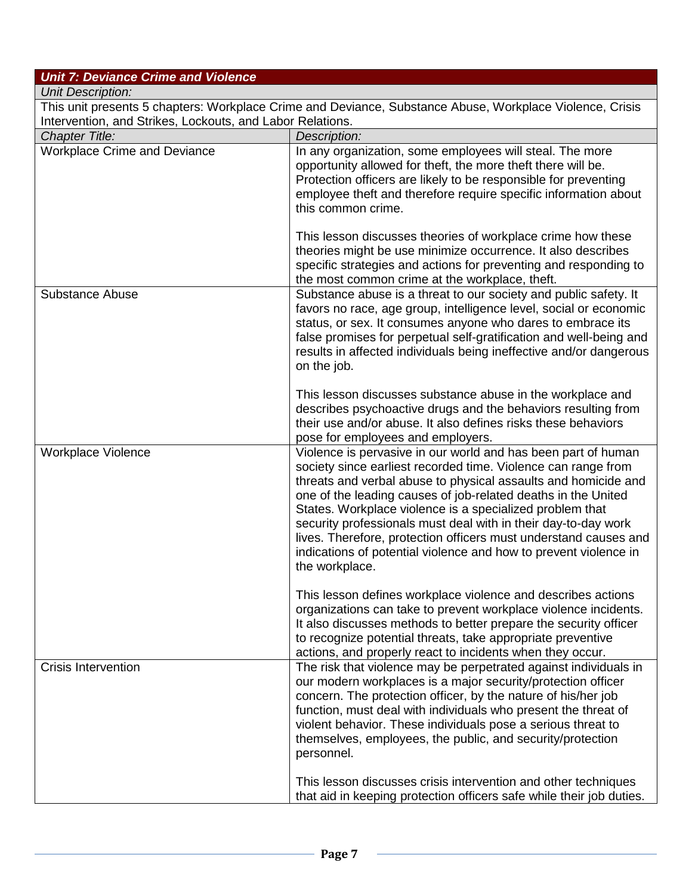| *Unit 7: Deviance Crime and Violence* | |
|---|---|
| *Unit Description:* | |
| This unit presents 5 chapters: Workplace Crime and Deviance, Substance Abuse, Workplace Violence, Crisis Intervention, and Strikes, Lockouts, and Labor Relations. | |
| *Chapter Title:* | *Description:* |
| Workplace Crime and Deviance | In any organization, some employees will steal. The more opportunity allowed for theft, the more theft there will be. Protection officers are likely to be responsible for preventing employee theft and therefore require specific information about this common crime.<br><br>This lesson discusses theories of workplace crime how these theories might be use minimize occurrence. It also describes specific strategies and actions for preventing and responding to the most common crime at the workplace, theft. |
| Substance Abuse | Substance abuse is a threat to our society and public safety. It favors no race, age group, intelligence level, social or economic status, or sex. It consumes anyone who dares to embrace its false promises for perpetual self-gratification and well-being and results in affected individuals being ineffective and/or dangerous on the job.<br><br>This lesson discusses substance abuse in the workplace and describes psychoactive drugs and the behaviors resulting from their use and/or abuse. It also defines risks these behaviors pose for employees and employers. |
| Workplace Violence | Violence is pervasive in our world and has been part of human society since earliest recorded time. Violence can range from threats and verbal abuse to physical assaults and homicide and one of the leading causes of job-related deaths in the United States. Workplace violence is a specialized problem that security professionals must deal with in their day-to-day work lives. Therefore, protection officers must understand causes and indications of potential violence and how to prevent violence in the workplace.<br><br>This lesson defines workplace violence and describes actions organizations can take to prevent workplace violence incidents. It also discusses methods to better prepare the security officer to recognize potential threats, take appropriate preventive actions, and properly react to incidents when they occur. |
| Crisis Intervention | The risk that violence may be perpetrated against individuals in our modern workplaces is a major security/protection officer concern. The protection officer, by the nature of his/her job function, must deal with individuals who present the threat of violent behavior. These individuals pose a serious threat to themselves, employees, the public, and security/protection personnel.<br><br>This lesson discusses crisis intervention and other techniques that aid in keeping protection officers safe while their job duties. |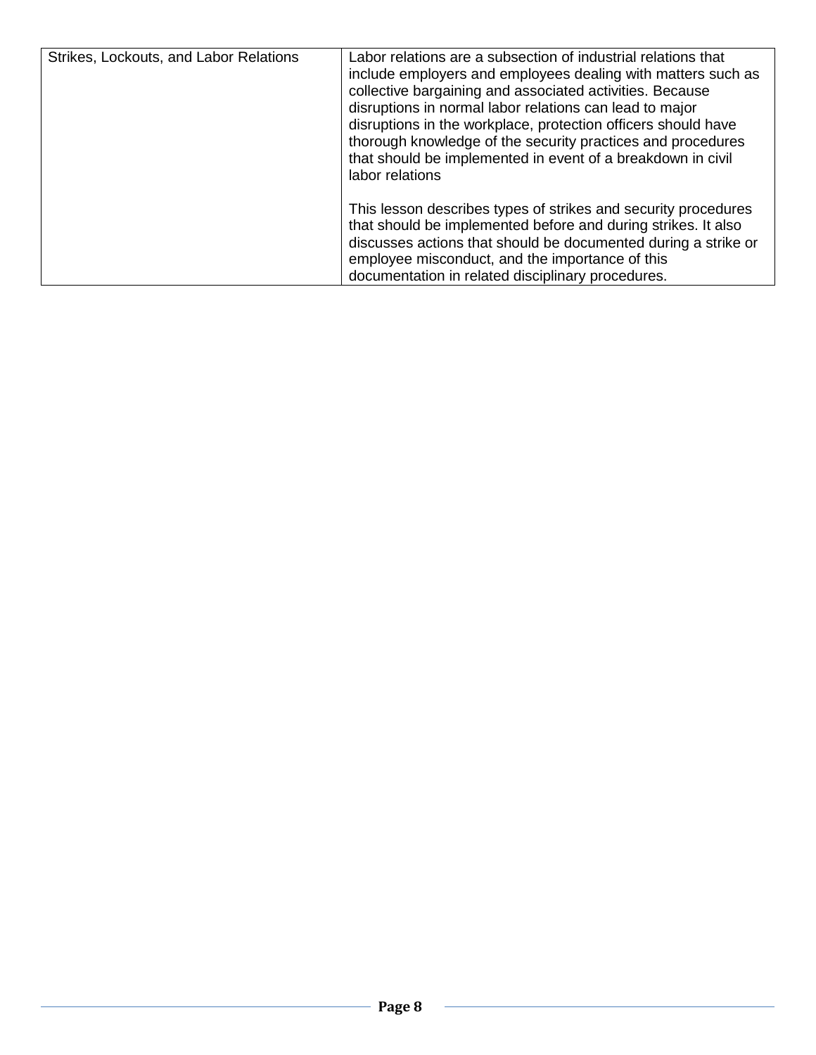| Strikes, Lockouts, and Labor Relations | Labor relations are a subsection of industrial relations that include employers and employees dealing with matters such as collective bargaining and associated activities. Because disruptions in normal labor relations can lead to major disruptions in the workplace, protection officers should have thorough knowledge of the security practices and procedures that should be implemented in event of a breakdown in civil labor relations<br><br>This lesson describes types of strikes and security procedures that should be implemented before and during strikes. It also discusses actions that should be documented during a strike or employee misconduct, and the importance of this documentation in related disciplinary procedures. |
|---|---|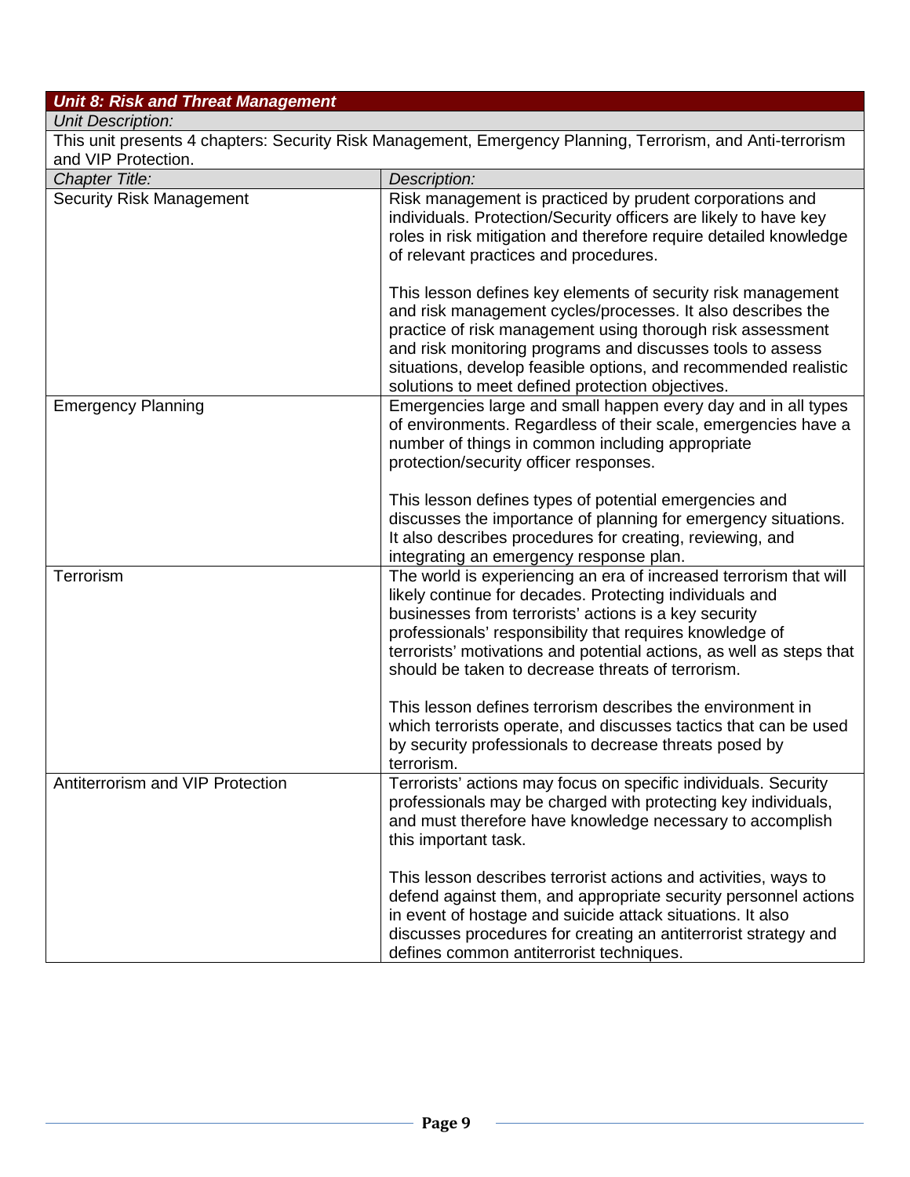| ***Unit 8: Risk and Threat Management*** | |
|---|---|
| *Unit Description:* | |
| This unit presents 4 chapters: Security Risk Management, Emergency Planning, Terrorism, and Anti-terrorism and VIP Protection. | |
| *Chapter Title:* | *Description:* |
| Security Risk Management | Risk management is practiced by prudent corporations and individuals. Protection/Security officers are likely to have key roles in risk mitigation and therefore require detailed knowledge of relevant practices and procedures.<br><br>This lesson defines key elements of security risk management and risk management cycles/processes. It also describes the practice of risk management using thorough risk assessment and risk monitoring programs and discusses tools to assess situations, develop feasible options, and recommended realistic solutions to meet defined protection objectives. |
| Emergency Planning | Emergencies large and small happen every day and in all types of environments. Regardless of their scale, emergencies have a number of things in common including appropriate protection/security officer responses.<br><br>This lesson defines types of potential emergencies and discusses the importance of planning for emergency situations. It also describes procedures for creating, reviewing, and integrating an emergency response plan. |
| Terrorism | The world is experiencing an era of increased terrorism that will likely continue for decades. Protecting individuals and businesses from terrorists' actions is a key security professionals' responsibility that requires knowledge of terrorists' motivations and potential actions, as well as steps that should be taken to decrease threats of terrorism.<br><br>This lesson defines terrorism describes the environment in which terrorists operate, and discusses tactics that can be used by security professionals to decrease threats posed by terrorism. |
| Antiterrorism and VIP Protection | Terrorists' actions may focus on specific individuals. Security professionals may be charged with protecting key individuals, and must therefore have knowledge necessary to accomplish this important task.<br><br>This lesson describes terrorist actions and activities, ways to defend against them, and appropriate security personnel actions in event of hostage and suicide attack situations. It also discusses procedures for creating an antiterrorist strategy and defines common antiterrorist techniques. |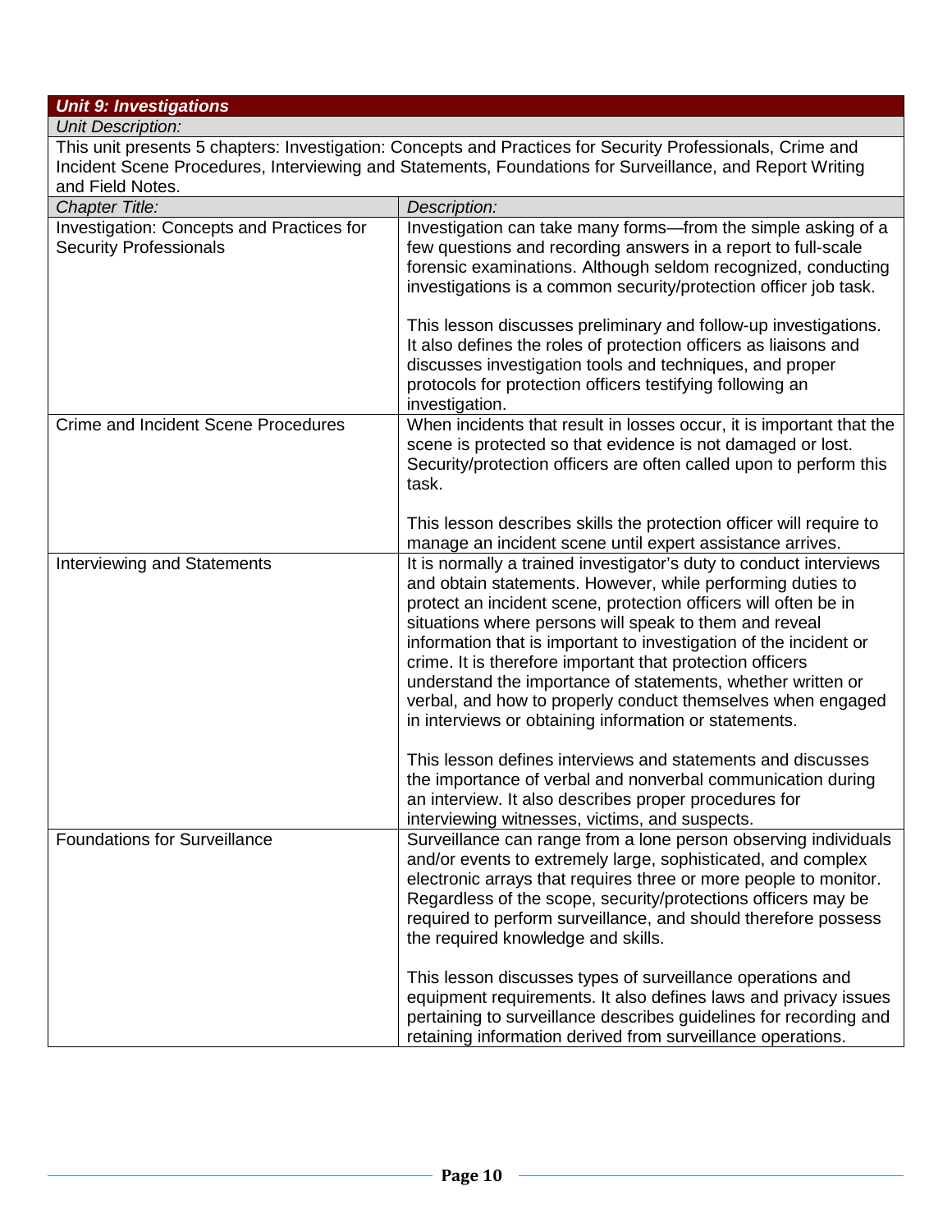| *Unit 9: Investigations* | |
|---|---|
| *Unit Description:* | |
| This unit presents 5 chapters: Investigation: Concepts and Practices for Security Professionals, Crime and Incident Scene Procedures, Interviewing and Statements, Foundations for Surveillance, and Report Writing and Field Notes. | |
| *Chapter Title:* | *Description:* |
| Investigation: Concepts and Practices for Security Professionals | Investigation can take many forms—from the simple asking of a few questions and recording answers in a report to full-scale forensic examinations. Although seldom recognized, conducting investigations is a common security/protection officer job task.<br><br>This lesson discusses preliminary and follow-up investigations. It also defines the roles of protection officers as liaisons and discusses investigation tools and techniques, and proper protocols for protection officers testifying following an investigation. |
| Crime and Incident Scene Procedures | When incidents that result in losses occur, it is important that the scene is protected so that evidence is not damaged or lost. Security/protection officers are often called upon to perform this task.<br><br>This lesson describes skills the protection officer will require to manage an incident scene until expert assistance arrives. |
| Interviewing and Statements | It is normally a trained investigator's duty to conduct interviews and obtain statements. However, while performing duties to protect an incident scene, protection officers will often be in situations where persons will speak to them and reveal information that is important to investigation of the incident or crime. It is therefore important that protection officers understand the importance of statements, whether written or verbal, and how to properly conduct themselves when engaged in interviews or obtaining information or statements.<br><br>This lesson defines interviews and statements and discusses the importance of verbal and nonverbal communication during an interview. It also describes proper procedures for interviewing witnesses, victims, and suspects. |
| Foundations for Surveillance | Surveillance can range from a lone person observing individuals and/or events to extremely large, sophisticated, and complex electronic arrays that requires three or more people to monitor. Regardless of the scope, security/protections officers may be required to perform surveillance, and should therefore possess the required knowledge and skills.<br><br>This lesson discusses types of surveillance operations and equipment requirements. It also defines laws and privacy issues pertaining to surveillance describes guidelines for recording and retaining information derived from surveillance operations. |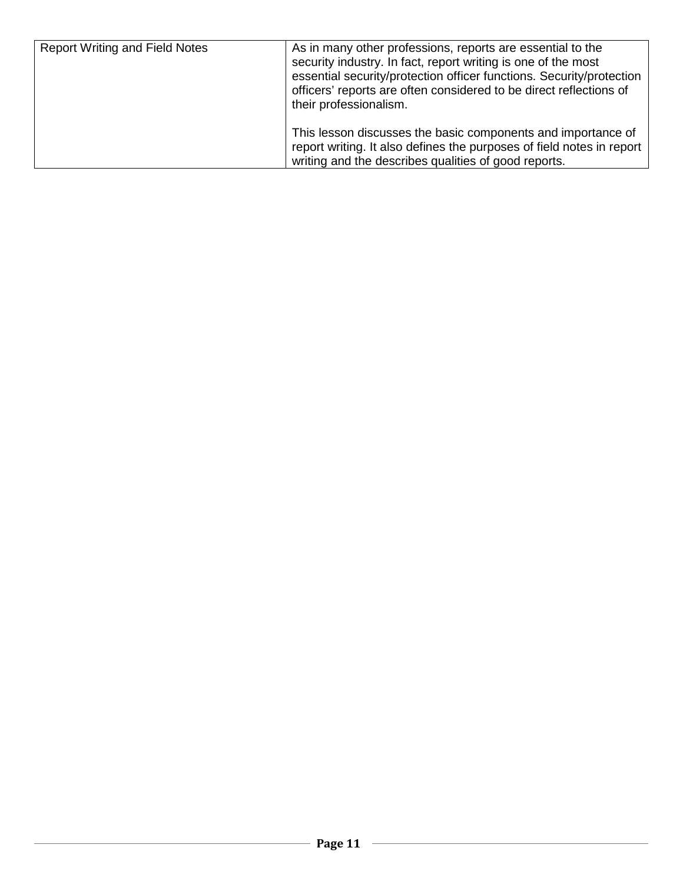| Report Writing and Field Notes | As in many other professions, reports are essential to the security industry. In fact, report writing is one of the most essential security/protection officer functions. Security/protection officers' reports are often considered to be direct reflections of their professionalism.<br><br>This lesson discusses the basic components and importance of report writing. It also defines the purposes of field notes in report writing and the describes qualities of good reports. |
|---|---|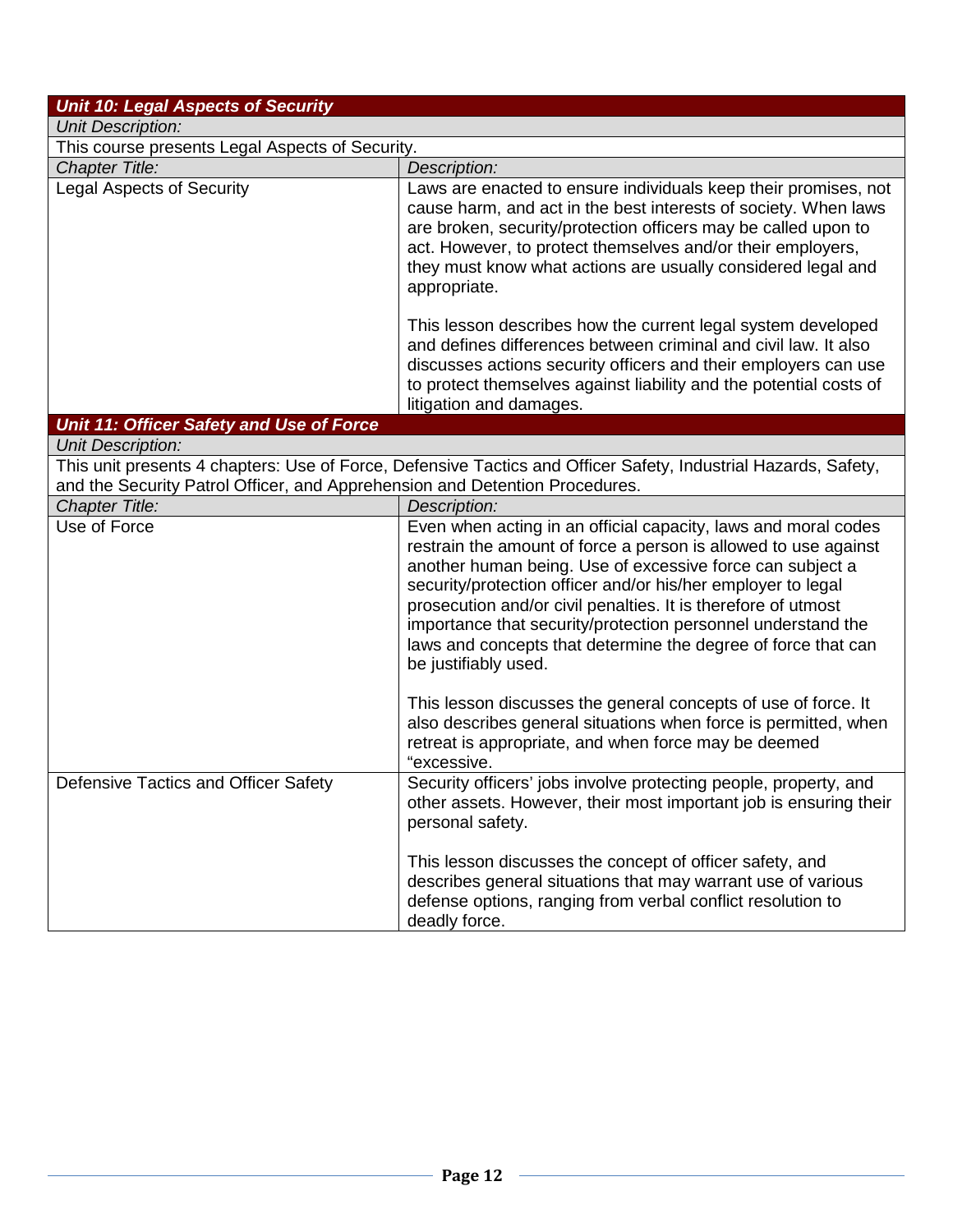| *Unit 10: Legal Aspects of Security* | |
|---|---|
| *Unit Description:* | |
| This course presents Legal Aspects of Security. | |
| *Chapter Title:* | *Description:* |
| Legal Aspects of Security | Laws are enacted to ensure individuals keep their promises, not cause harm, and act in the best interests of society. When laws are broken, security/protection officers may be called upon to act. However, to protect themselves and/or their employers, they must know what actions are usually considered legal and appropriate.<br><br>This lesson describes how the current legal system developed and defines differences between criminal and civil law. It also discusses actions security officers and their employers can use to protect themselves against liability and the potential costs of litigation and damages. |

| *Unit 11: Officer Safety and Use of Force* | |
|---|---|
| *Unit Description:* | |
| This unit presents 4 chapters: Use of Force, Defensive Tactics and Officer Safety, Industrial Hazards, Safety, and the Security Patrol Officer, and Apprehension and Detention Procedures. | |
| *Chapter Title:* | *Description:* |
| Use of Force | Even when acting in an official capacity, laws and moral codes restrain the amount of force a person is allowed to use against another human being. Use of excessive force can subject a security/protection officer and/or his/her employer to legal prosecution and/or civil penalties. It is therefore of utmost importance that security/protection personnel understand the laws and concepts that determine the degree of force that can be justifiably used.<br><br>This lesson discusses the general concepts of use of force. It also describes general situations when force is permitted, when retreat is appropriate, and when force may be deemed "excessive. |
| Defensive Tactics and Officer Safety | Security officers' jobs involve protecting people, property, and other assets. However, their most important job is ensuring their personal safety.<br><br>This lesson discusses the concept of officer safety, and describes general situations that may warrant use of various defense options, ranging from verbal conflict resolution to deadly force. |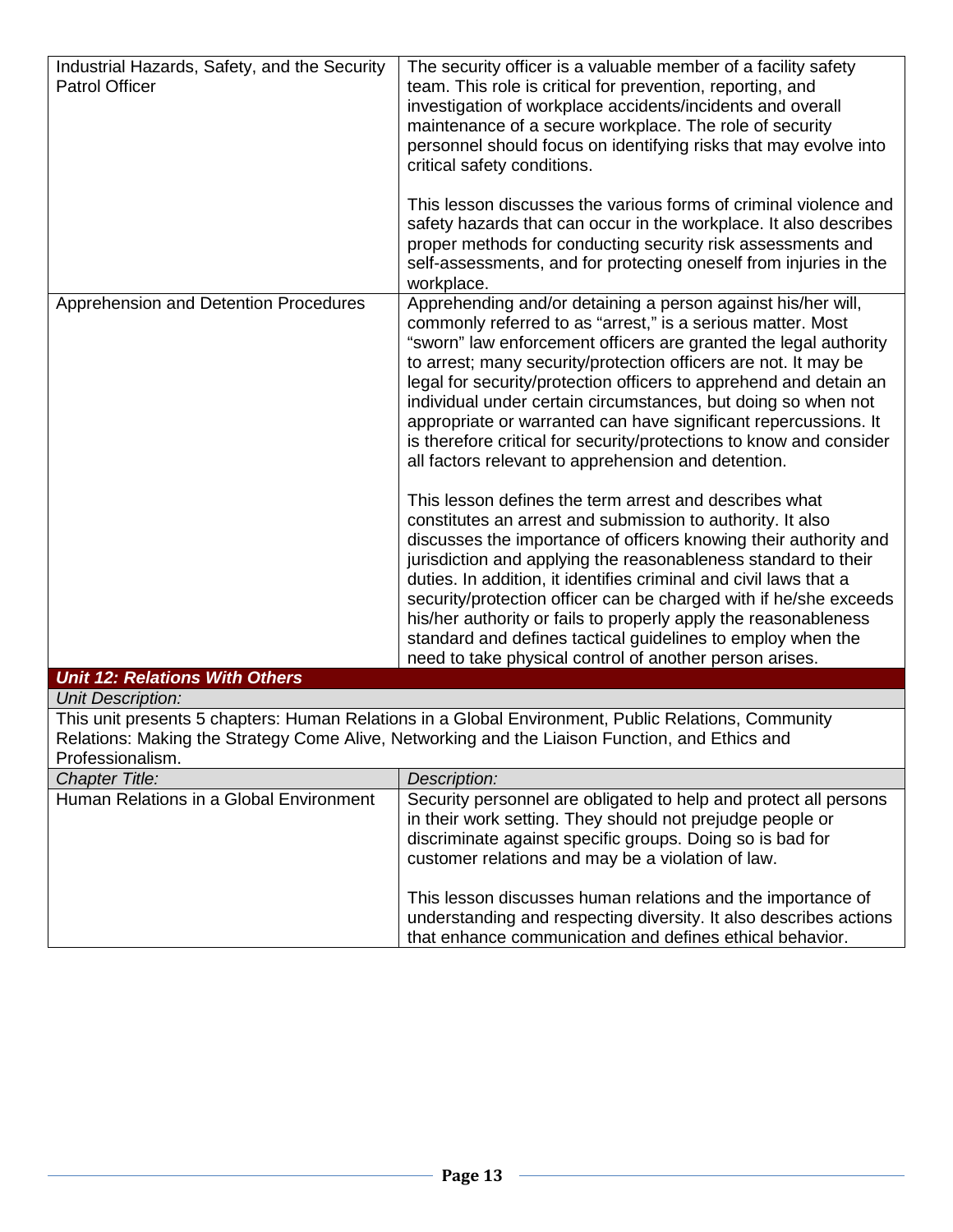| | |
|---|---|
| Industrial Hazards, Safety, and the Security Patrol Officer | The security officer is a valuable member of a facility safety team. This role is critical for prevention, reporting, and investigation of workplace accidents/incidents and overall maintenance of a secure workplace. The role of security personnel should focus on identifying risks that may evolve into critical safety conditions.<br><br>This lesson discusses the various forms of criminal violence and safety hazards that can occur in the workplace. It also describes proper methods for conducting security risk assessments and self-assessments, and for protecting oneself from injuries in the workplace. |
| Apprehension and Detention Procedures | Apprehending and/or detaining a person against his/her will, commonly referred to as "arrest," is a serious matter. Most "sworn" law enforcement officers are granted the legal authority to arrest; many security/protection officers are not. It may be legal for security/protection officers to apprehend and detain an individual under certain circumstances, but doing so when not appropriate or warranted can have significant repercussions. It is therefore critical for security/protections to know and consider all factors relevant to apprehension and detention.<br><br>This lesson defines the term arrest and describes what constitutes an arrest and submission to authority. It also discusses the importance of officers knowing their authority and jurisdiction and applying the reasonableness standard to their duties. In addition, it identifies criminal and civil laws that a security/protection officer can be charged with if he/she exceeds his/her authority or fails to properly apply the reasonableness standard and defines tactical guidelines to employ when the need to take physical control of another person arises. |

### *Unit 12: Relations With Others*

*Unit Description:*

This unit presents 5 chapters: Human Relations in a Global Environment, Public Relations, Community Relations: Making the Strategy Come Alive, Networking and the Liaison Function, and Ethics and Professionalism.

| *Chapter Title:* | *Description:* |
|---|---|
| Human Relations in a Global Environment | Security personnel are obligated to help and protect all persons in their work setting. They should not prejudge people or discriminate against specific groups. Doing so is bad for customer relations and may be a violation of law.<br><br>This lesson discusses human relations and the importance of understanding and respecting diversity. It also describes actions that enhance communication and defines ethical behavior. |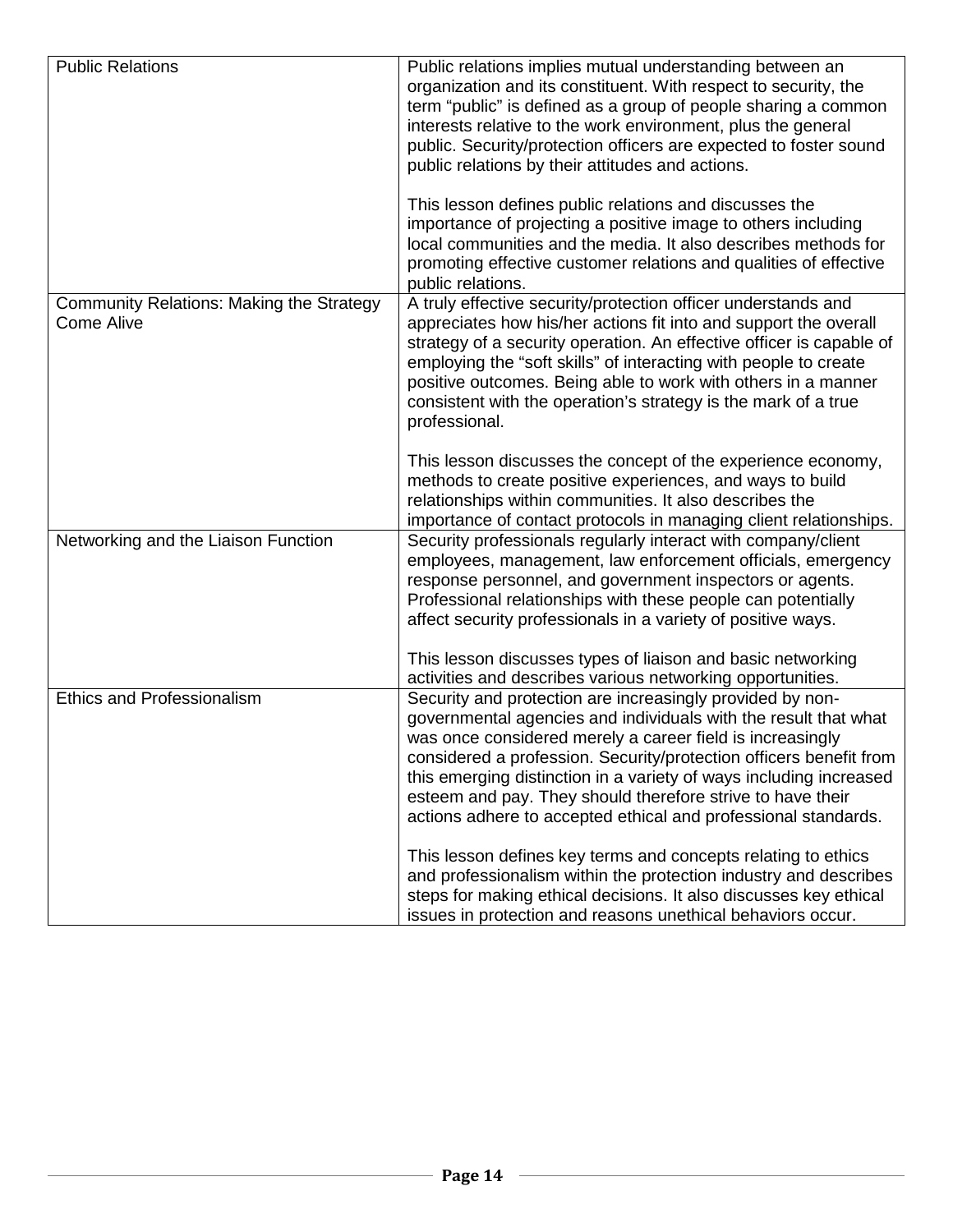| | |
|---|---|
| Public Relations | Public relations implies mutual understanding between an organization and its constituent. With respect to security, the term "public" is defined as a group of people sharing a common interests relative to the work environment, plus the general public. Security/protection officers are expected to foster sound public relations by their attitudes and actions.<br><br>This lesson defines public relations and discusses the importance of projecting a positive image to others including local communities and the media. It also describes methods for promoting effective customer relations and qualities of effective public relations. |
| Community Relations: Making the Strategy Come Alive | A truly effective security/protection officer understands and appreciates how his/her actions fit into and support the overall strategy of a security operation. An effective officer is capable of employing the "soft skills" of interacting with people to create positive outcomes. Being able to work with others in a manner consistent with the operation's strategy is the mark of a true professional.<br><br>This lesson discusses the concept of the experience economy, methods to create positive experiences, and ways to build relationships within communities. It also describes the importance of contact protocols in managing client relationships. |
| Networking and the Liaison Function | Security professionals regularly interact with company/client employees, management, law enforcement officials, emergency response personnel, and government inspectors or agents. Professional relationships with these people can potentially affect security professionals in a variety of positive ways.<br><br>This lesson discusses types of liaison and basic networking activities and describes various networking opportunities. |
| Ethics and Professionalism | Security and protection are increasingly provided by non-governmental agencies and individuals with the result that what was once considered merely a career field is increasingly considered a profession. Security/protection officers benefit from this emerging distinction in a variety of ways including increased esteem and pay. They should therefore strive to have their actions adhere to accepted ethical and professional standards.<br><br>This lesson defines key terms and concepts relating to ethics and professionalism within the protection industry and describes steps for making ethical decisions. It also discusses key ethical issues in protection and reasons unethical behaviors occur. |